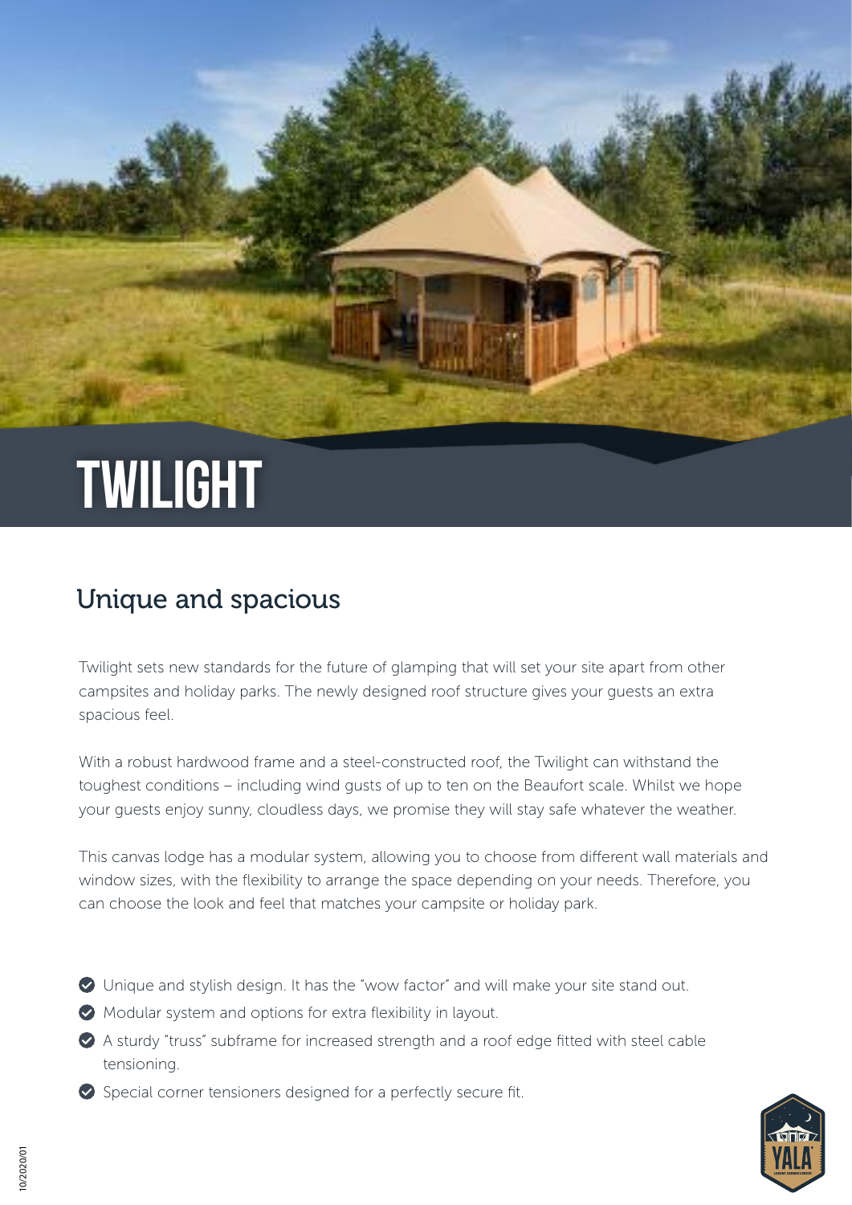# TWILIGHT

## Unique and spacious

Twilight sets new standards for the future of glamping that will set your site apart from other campsites and holiday parks. The newly designed roof structure gives your guests an extra spacious feel.

With a robust hardwood frame and a steel-constructed roof, the Twilight can withstand the toughest conditions – including wind gusts of up to ten on the Beaufort scale. Whilst we hope your guests enjoy sunny, cloudless days, we promise they will stay safe whatever the weather.

This canvas lodge has a modular system, allowing you to choose from different wall materials and window sizes, with the flexibility to arrange the space depending on your needs. Therefore, you can choose the look and feel that matches your campsite or holiday park.

- Unique and stylish design. It has the "wow factor" and will make your site stand out.
- Modular system and options for extra flexibility in layout.
- A sturdy "truss" subframe for increased strength and a roof edge fitted with steel cable tensioning.
- Special corner tensioners designed for a perfectly secure fit.

10/2020/01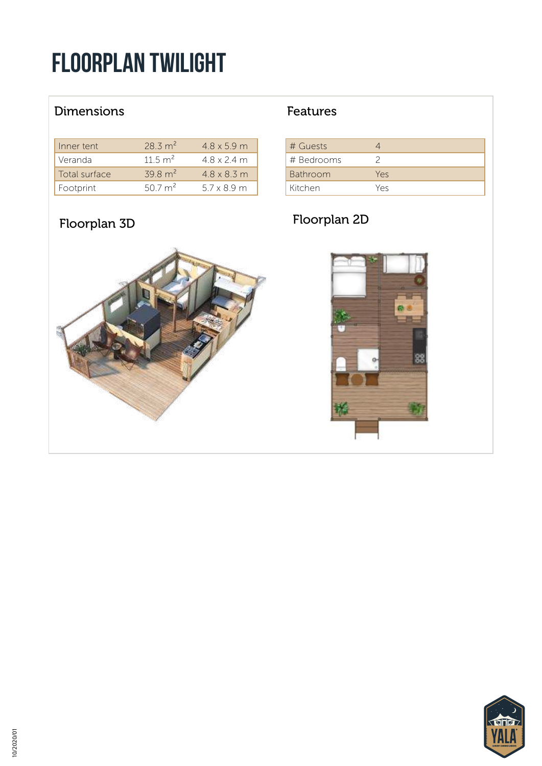# FLOORPLAN TWILIGHT

## Dimensions

| Inner tent | 28.3 m² | 4.8 x 5.9 m |
|---|---|---|
| Veranda | 11.5 m² | 4.8 x 2.4 m |
| Total surface | 39.8 m² | 4.8 x 8.3 m |
| Footprint | 50.7 m² | 5.7 x 8.9 m |

## Features

| # Guests | 4 |
|---|---|
| # Bedrooms | 2 |
| Bathroom | Yes |
| Kitchen | Yes |

## Floorplan 3D

## Floorplan 2D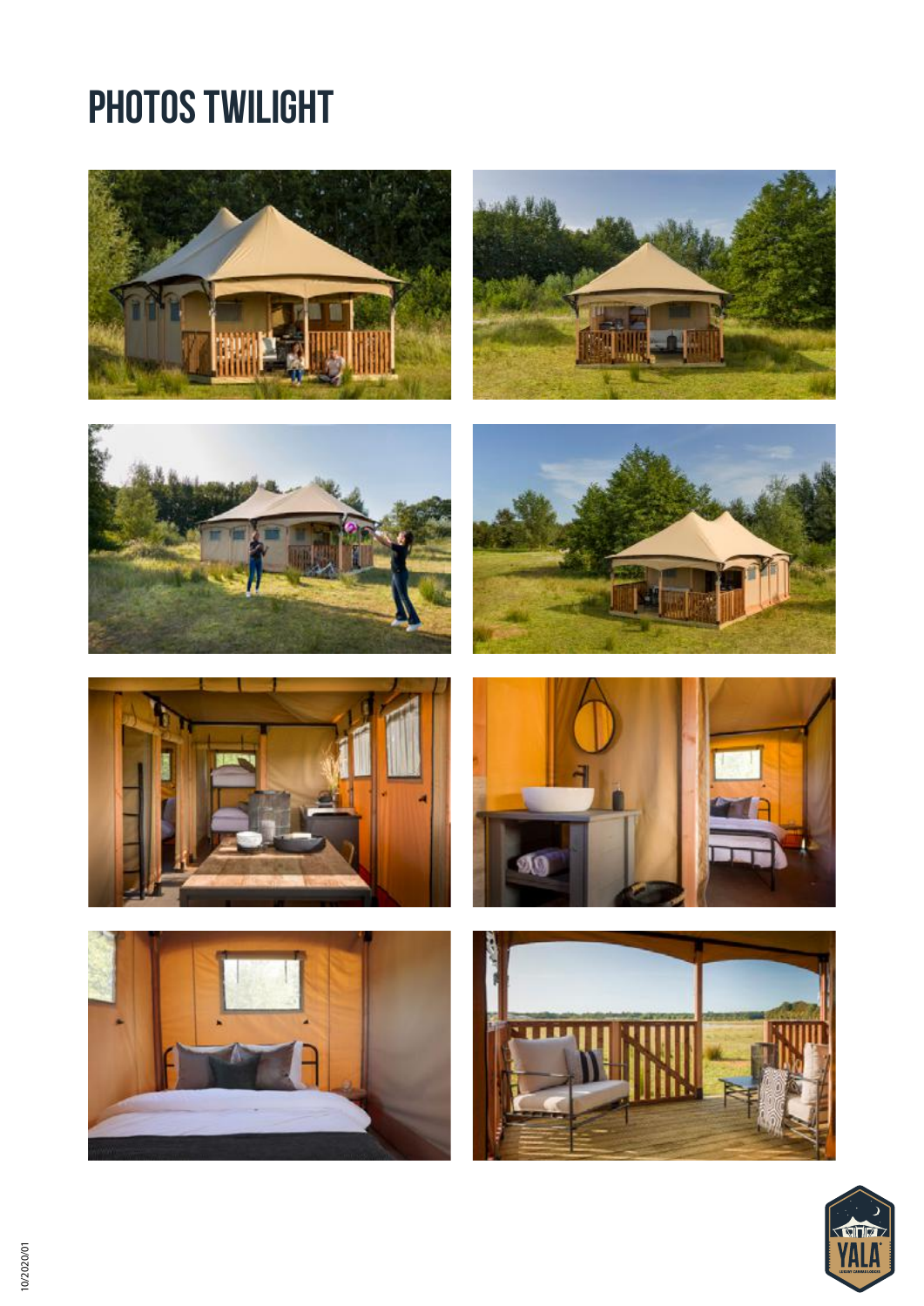# PHOTOS TWILIGHT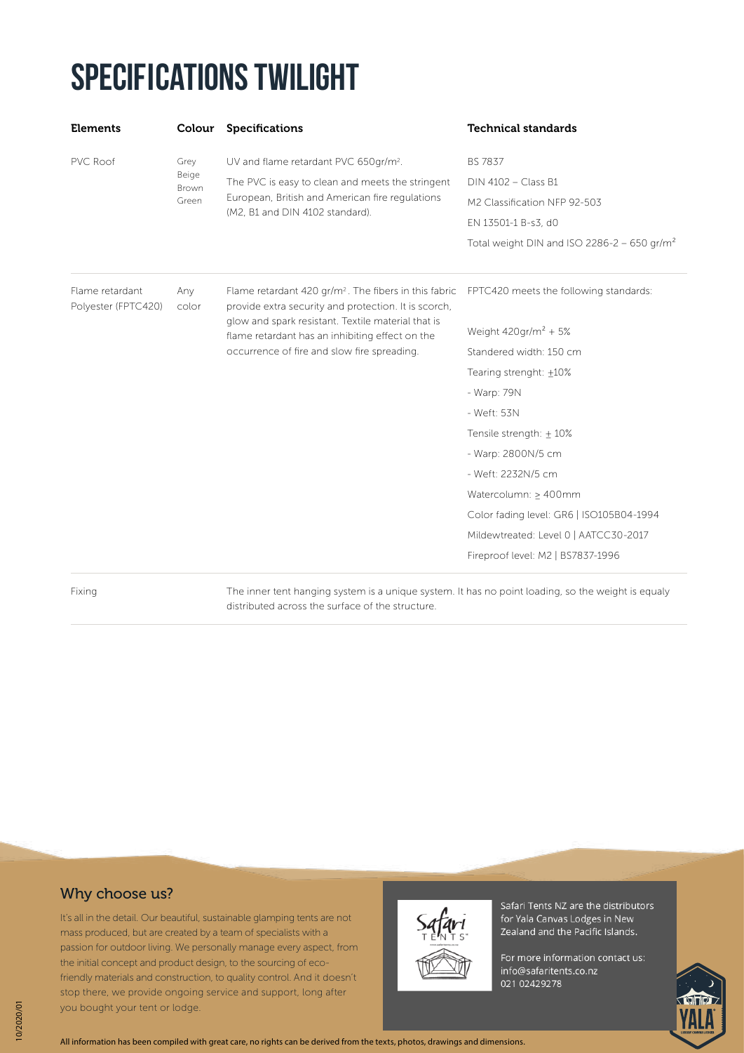# SPECIFICATIONS TWILIGHT

| Elements | Colour | Specifications | Technical standards |
|---|---|---|---|
| PVC Roof | Grey<br>Beige<br>Brown<br>Green | UV and flame retardant PVC 650gr/m².<br>The PVC is easy to clean and meets the stringent European, British and American fire regulations (M2, B1 and DIN 4102 standard). | BS 7837<br>DIN 4102 – Class B1<br>M2 Classification NFP 92-503<br>EN 13501-1 B-s3, d0<br>Total weight DIN and ISO 2286-2 – 650 gr/m² |
| Flame retardant Polyester (FPTC420) | Any color | Flame retardant 420 gr/m². The fibers in this fabric provide extra security and protection. It is scorch, glow and spark resistant. Textile material that is flame retardant has an inhibiting effect on the occurrence of fire and slow fire spreading. | FPTC420 meets the following standards:<br><br>Weight 420gr/m² + 5%<br>Standered width: 150 cm<br>Tearing strenght: ±10%<br>- Warp: 79N<br>- Weft: 53N<br>Tensile strength: ± 10%<br>- Warp: 2800N/5 cm<br>- Weft: 2232N/5 cm<br>Watercolumn: ≥ 400mm<br>Color fading level: GR6 \| ISO105B04-1994<br>Mildewtreated: Level 0 \| AATCC30-2017<br>Fireproof level: M2 \| BS7837-1996 |
| Fixing | | The inner tent hanging system is a unique system. It has no point loading, so the weight is equaly distributed across the surface of the structure. | |

## Why choose us?

It's all in the detail. Our beautiful, sustainable glamping tents are not mass produced, but are created by a team of specialists with a passion for outdoor living. We personally manage every aspect, from the initial concept and product design, to the sourcing of eco-friendly materials and construction, to quality control. And it doesn't stop there, we provide ongoing service and support, long after you bought your tent or lodge.

Safari Tents NZ are the distributors for Yala Canvas Lodges in New Zealand and the Pacific Islands.

For more information contact us:
info@safaritents.co.nz
021 02429278

All information has been compiled with great care, no rights can be derived from the texts, photos, drawings and dimensions.

10/2020/01